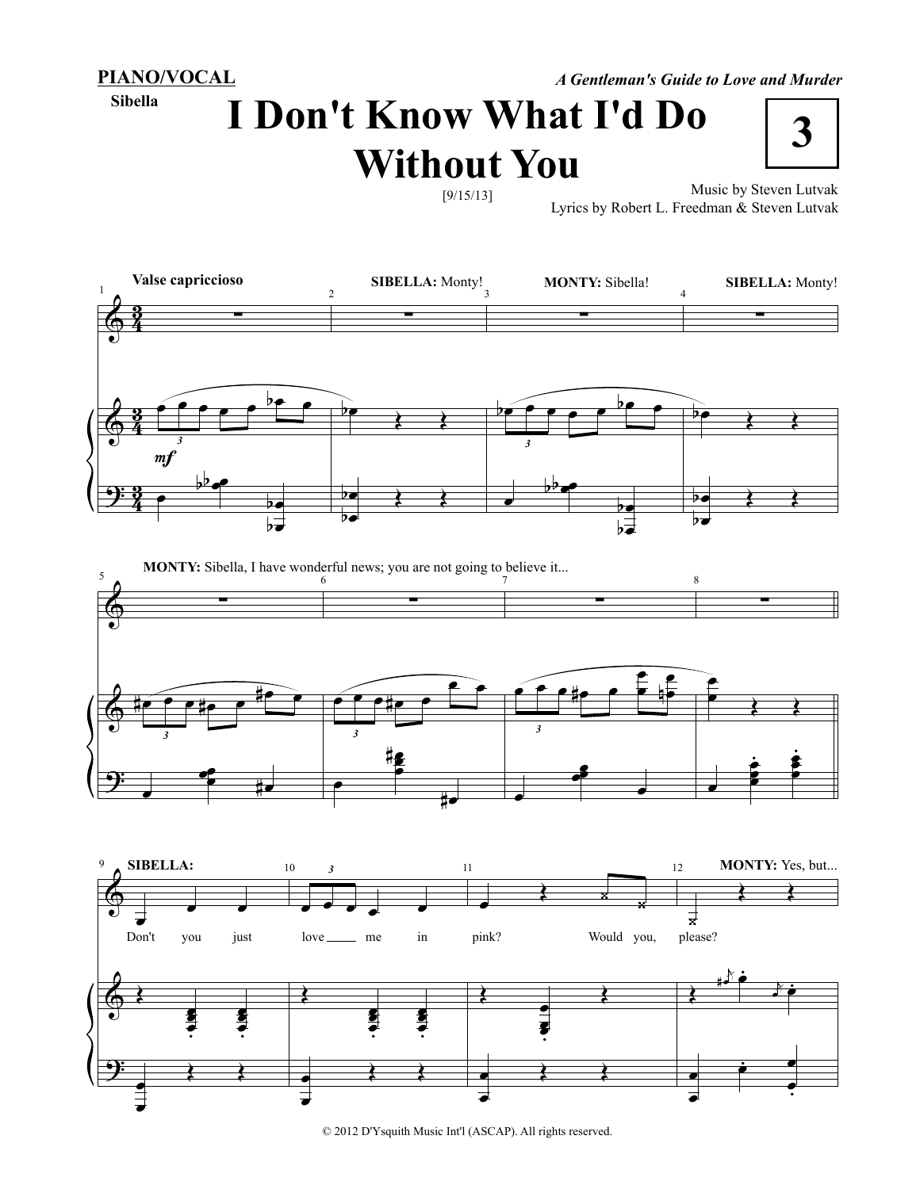**PIANO/VOCAL**

Sibella

*A Gentleman's Guide to Love and Murder*

# I Don't Know What I'd Do Without You

**3**

[9/15/13]

Music by Steven Lutvak
Lyrics by Robert L. Freedman & Steven Lutvak

**Valse capriccioso**

**SIBELLA:** Monty!

**MONTY:** Sibella!

**SIBELLA:** Monty!

**MONTY:** Sibella, I have wonderful news; you are not going to believe it...

**SIBELLA:**

Don't you just love me in pink? Would you, please?

**MONTY:** Yes, but...

© 2012 D'Ysquith Music Int'l (ASCAP). All rights reserved.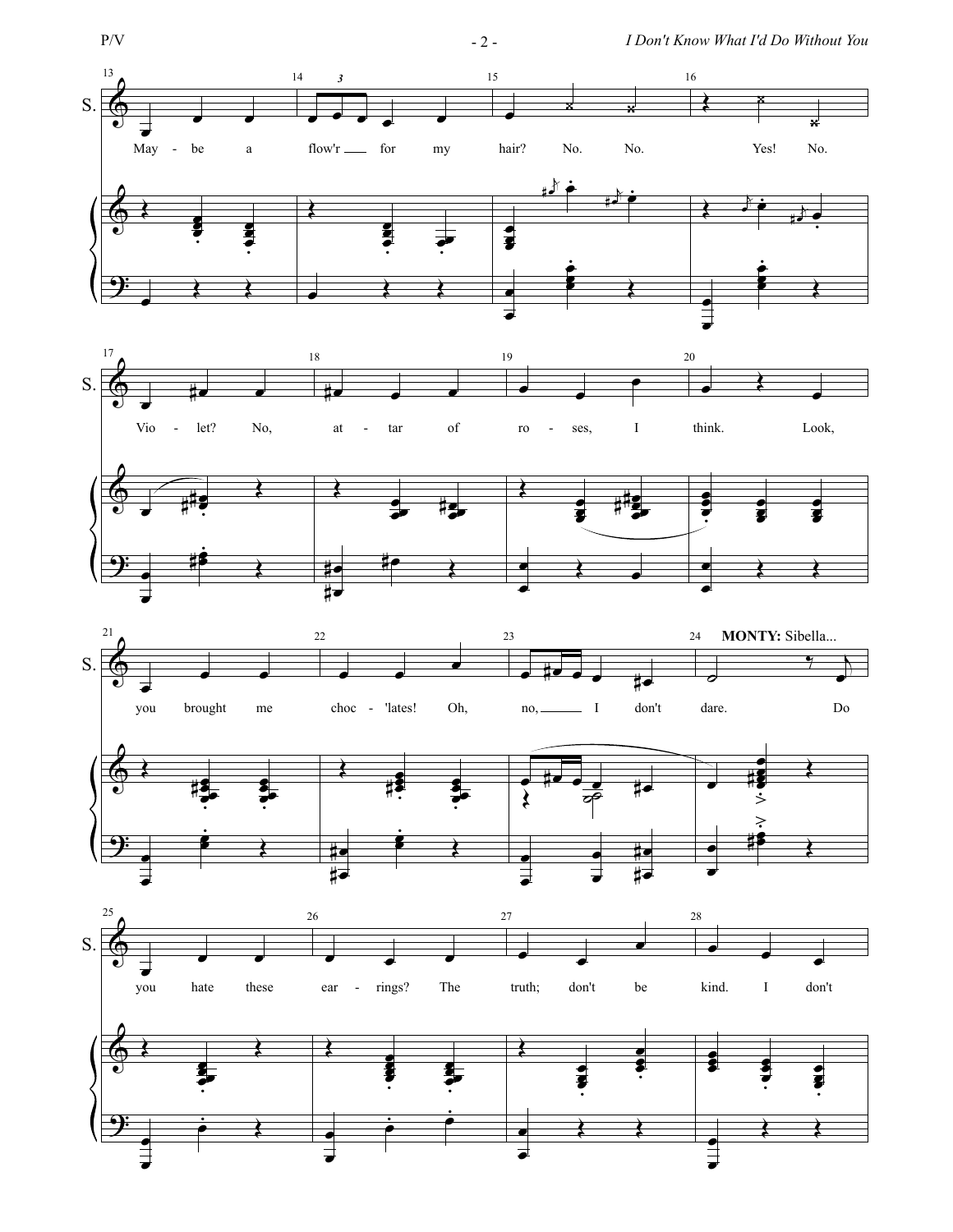**MONTY:** Sibella...

May - be a flow'r for my hair? No. No. Yes! No.

Vio - let? No, at - tar of ro - ses, I think. Look,

you brought me choc - 'lates! Oh, no, I don't dare. Do

you hate these ear - rings? The truth; don't be kind. I don't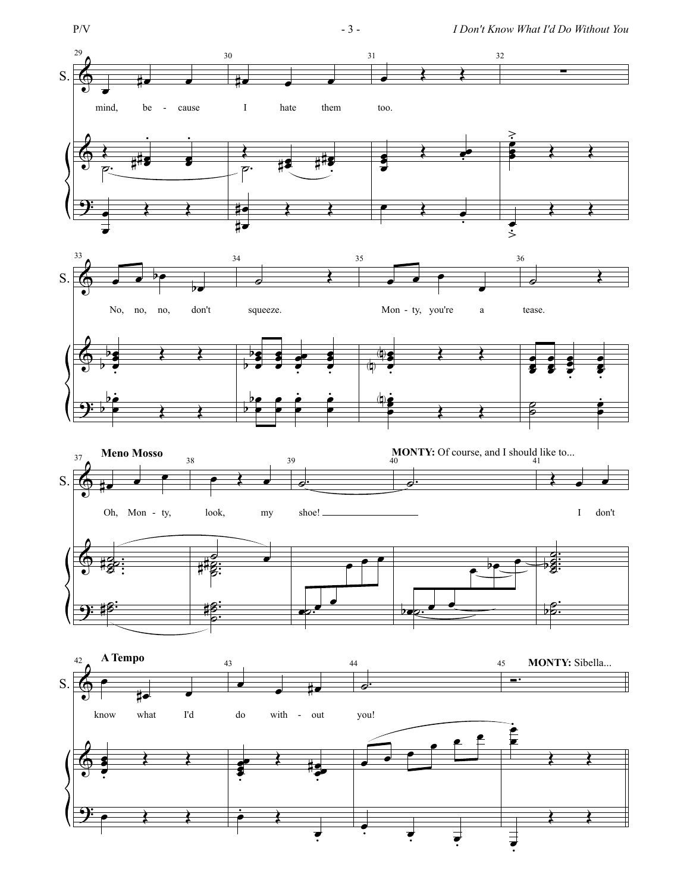mind, be - cause I hate them too.

No, no, no, don't squeeze. Mon - ty, you're a tease.

**Meno Mosso**

**MONTY:** Of course, and I should like to...

Oh, Mon - ty, look, my shoe! I don't

**A Tempo**

**MONTY:** Sibella...

know what I'd do with - out you!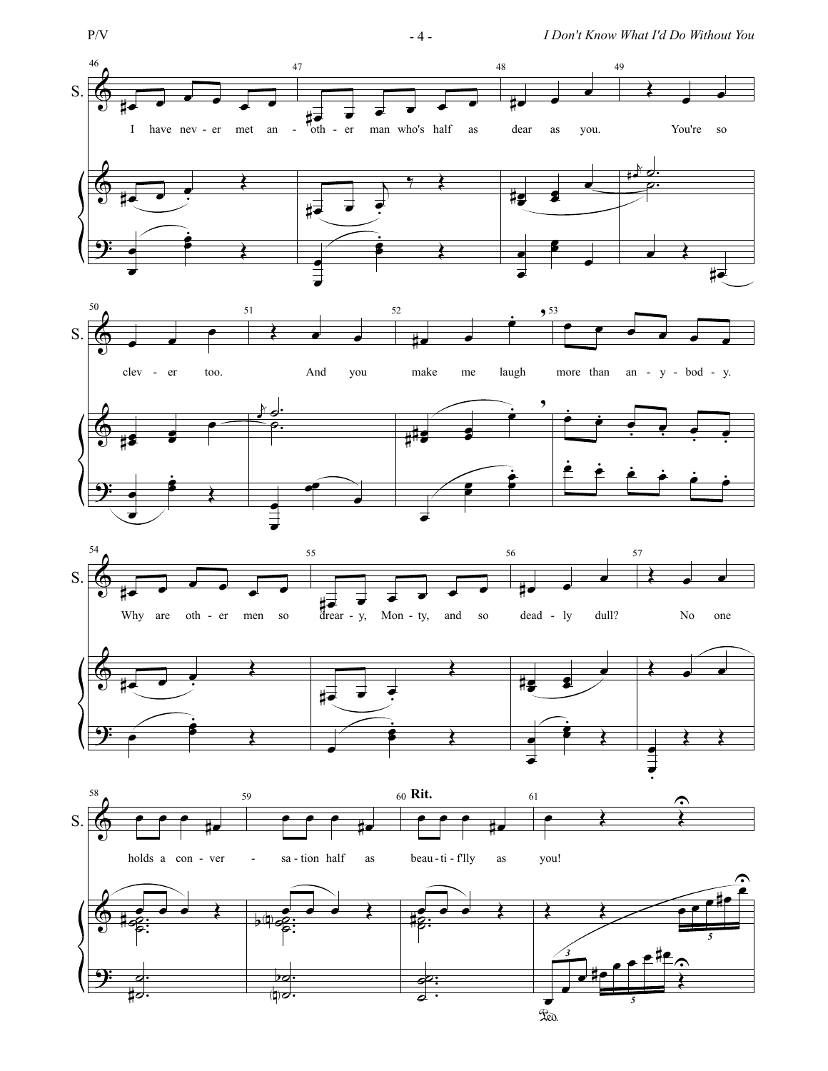I have nev - er met an - oth - er man who's half as dear as you. You're so clev - er too. And you make me laugh more than an - y - bod - y. Why are oth - er men so drear - y, Mon - ty, and so dead - ly dull? No one holds a con - ver - sa - tion half as beau - ti - f'lly as you!

**Rit.**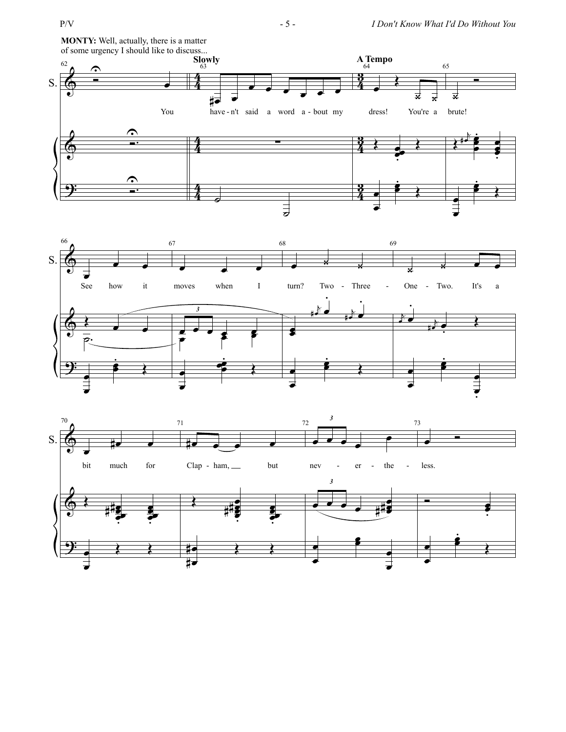**MONTY:** Well, actually, there is a matter of some urgency I should like to discuss...

**Slowly**

**A Tempo**

You haven't said a word about my dress! You're a brute!

See how it moves when I turn? Two - Three - One - Two. It's a bit much for Clap - ham, but nev - er - the - less.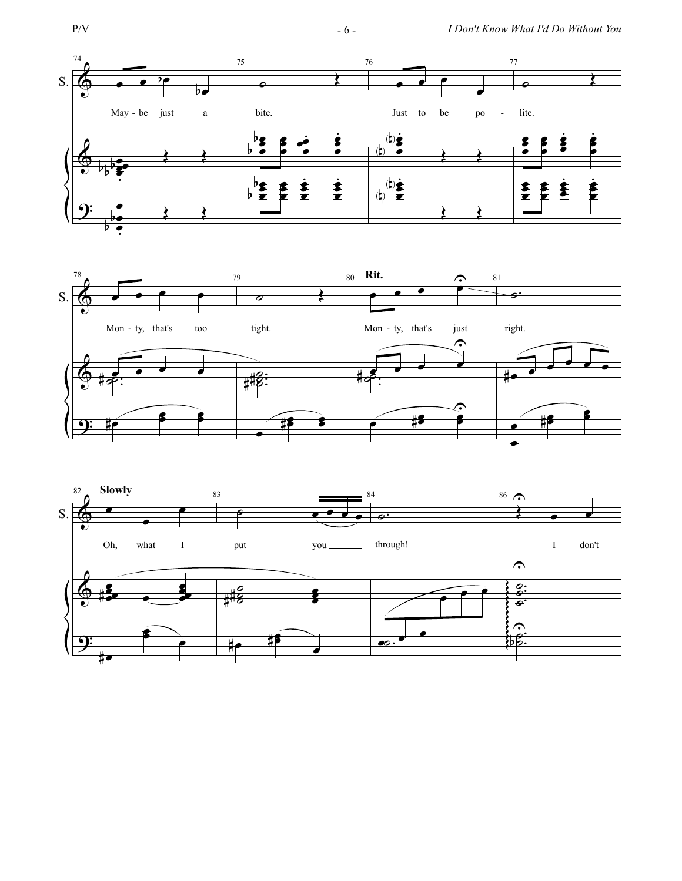S.

May - be just a bite. Just to be po - lite.

Mon - ty, that's too tight.

**Rit.**

Mon - ty, that's just right.

**Slowly**

Oh, what I put you through!

I don't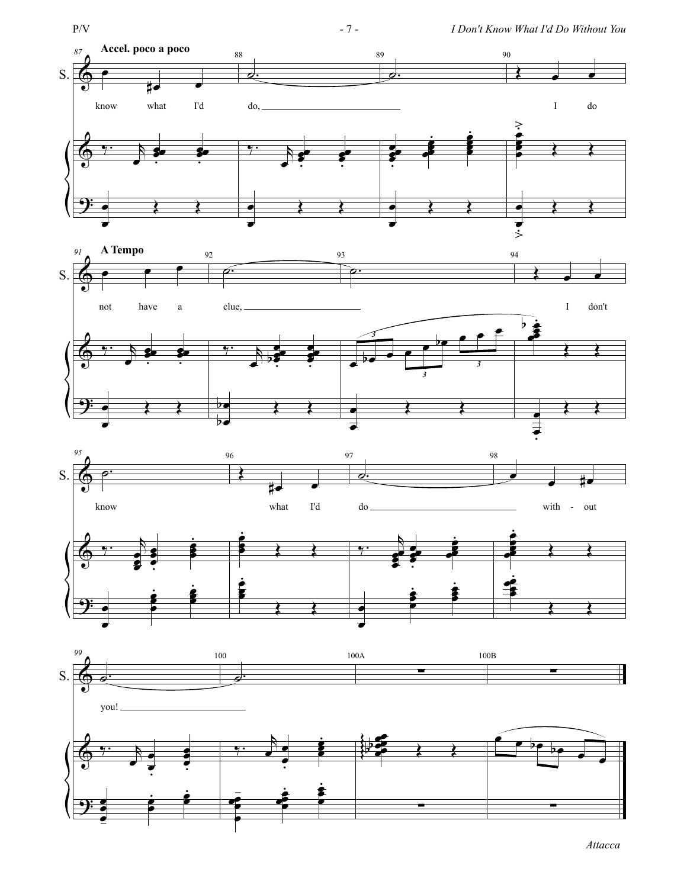**Accel. poco a poco**

know what I'd do, I do

**A Tempo**

not have a clue, I don't

know what I'd do with - out

you!

*Attacca*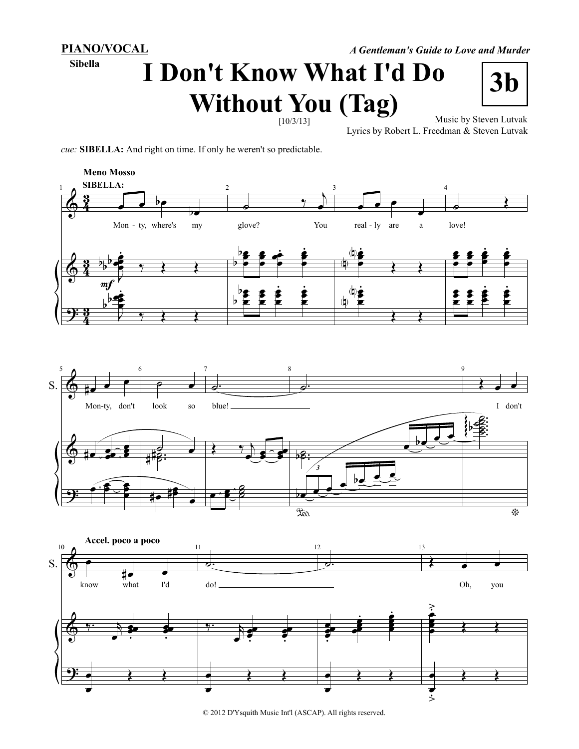**PIANO/VOCAL**

Sibella

*A Gentleman's Guide to Love and Murder*

# I Don't Know What I'd Do Without You (Tag)

**3b**

[10/3/13]

Music by Steven Lutvak

Lyrics by Robert L. Freedman & Steven Lutvak

*cue:* **SIBELLA:** And right on time. If only he weren't so predictable.

**Meno Mosso**

**SIBELLA:**

Mon - ty, where's my glove? You real - ly are a love!

Mon-ty, don't look so blue! I don't

**Accel. poco a poco**

know what I'd do! Oh, you

© 2012 D'Ysquith Music Int'l (ASCAP). All rights reserved.